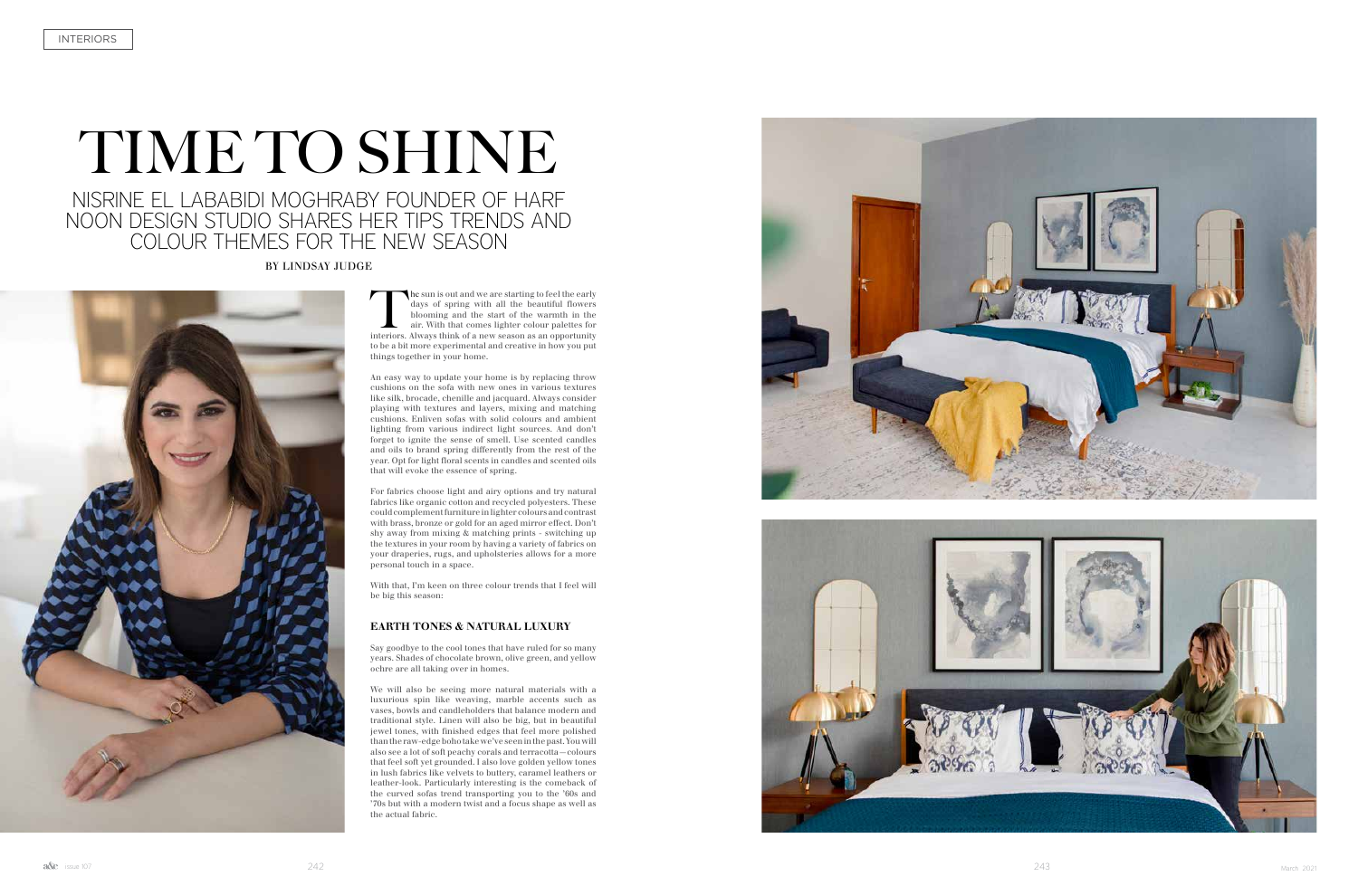# TIME TO SHINE

## NISRINE EL LABABIDI MOGHRABY FOUNDER OF HARF NOON DESIGN STUDIO SHARES HER TIPS TRENDS AND COLOUR THEMES FOR THE NEW SEASON

BY LINDSAY JUDGE

The sun is out and we are starting to feel the early days of spring with all the beautiful flowers blooming and the start of the warmth in the air. With that comes lighter colour palettes for interiors. Always think of a new season as an opportunity to be a bit more experimental and creative in how you put things together in your home.

An easy way to update your home is by replacing throw cushions on the sofa with new ones in various textures like silk, brocade, chenille and jacquard. Always consider playing with textures and layers, mixing and matching cushions. Enliven sofas with solid colours and ambient lighting from various indirect light sources. And don't forget to ignite the sense of smell. Use scented candles and oils to brand spring differently from the rest of the year. Opt for light floral scents in candles and scented oils that will evoke the essence of spring.

For fabrics choose light and airy options and try natural fabrics like organic cotton and recycled polyesters. These could complement furniture in lighter colours and contrast with brass, bronze or gold for an aged mirror effect. Don't shy away from mixing & matching prints - switching up the textures in your room by having a variety of fabrics on your draperies, rugs, and upholsteries allows for a more personal touch in a space.

With that, I'm keen on three colour trends that I feel will be big this season:

### EARTH TONES & NATURAL LUXURY

Say goodbye to the cool tones that have ruled for so many years. Shades of chocolate brown, olive green, and yellow ochre are all taking over in homes.

We will also be seeing more natural materials with a luxurious spin like weaving, marble accents such as vases, bowls and candleholders that balance modern and traditional style. Linen will also be big, but in beautiful jewel tones, with finished edges that feel more polished than the raw-edge boho take we've seen in the past. You will also see a lot of soft peachy corals and terracotta—colours that feel soft yet grounded. I also love golden yellow tones in lush fabrics like velvets to buttery, caramel leathers or leather-look. Particularly interesting is the comeback of the curved sofas trend transporting you to the '60s and '70s but with a modern twist and a focus shape as well as the actual fabric.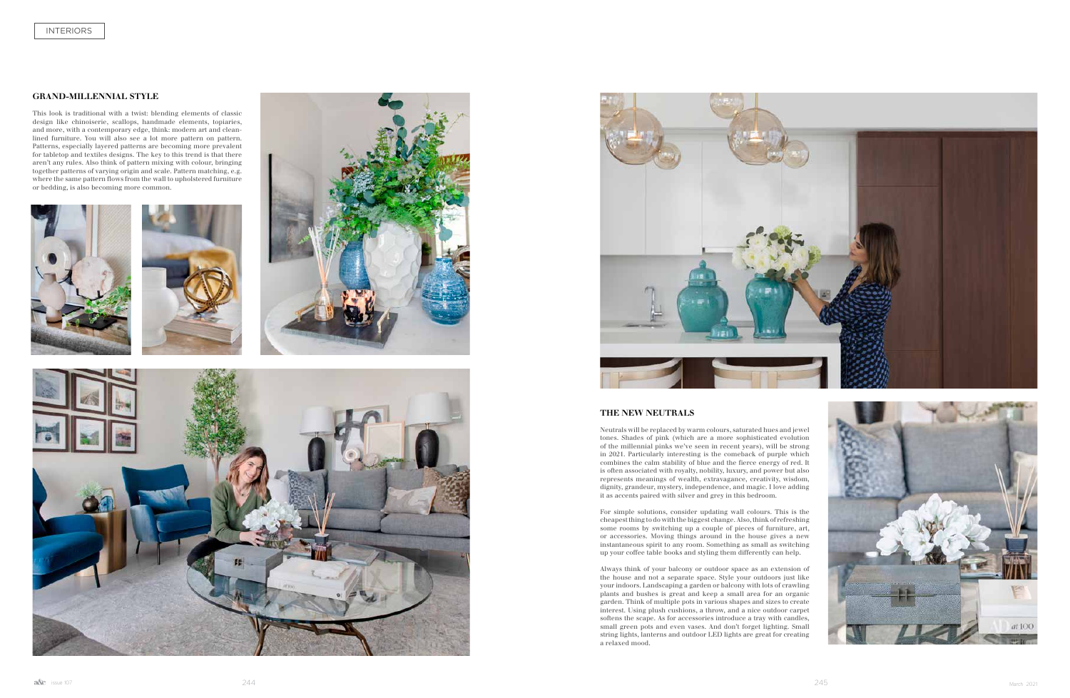## GRAND-MILLENNIAL STYLE

This look is traditional with a twist: blending elements of classic design like chinoiserie, scallops, handmade elements, topiaries, and more, with a contemporary edge, think: modern art and clean-lined furniture. You will also see a lot more pattern on pattern. Patterns, especially layered patterns are becoming more prevalent for tabletop and textiles designs. The key to this trend is that there aren't any rules. Also think of pattern mixing with colour, bringing together patterns of varying origin and scale. Pattern matching, e.g. where the same pattern flows from the wall to upholstered furniture or bedding, is also becoming more common.

## THE NEW NEUTRALS

Neutrals will be replaced by warm colours, saturated hues and jewel tones. Shades of pink (which are a more sophisticated evolution of the millennial pinks we've seen in recent years), will be strong in 2021. Particularly interesting is the comeback of purple which combines the calm stability of blue and the fierce energy of red. It is often associated with royalty, nobility, luxury, and power but also represents meanings of wealth, extravagance, creativity, wisdom, dignity, grandeur, mystery, independence, and magic. I love adding it as accents paired with silver and grey in this bedroom.

For simple solutions, consider updating wall colours. This is the cheapest thing to do with the biggest change. Also, think of refreshing some rooms by switching up a couple of pieces of furniture, art, or accessories. Moving things around in the house gives a new instantaneous spirit to any room. Something as small as switching up your coffee table books and styling them differently can help.

Always think of your balcony or outdoor space as an extension of the house and not a separate space. Style your outdoors just like your indoors. Landscaping a garden or balcony with lots of crawling plants and bushes is great and keep a small area for an organic garden. Think of multiple pots in various shapes and sizes to create interest. Using plush cushions, a throw, and a nice outdoor carpet softens the scape. As for accessories introduce a tray with candles, small green pots and even vases. And don't forget lighting. Small string lights, lanterns and outdoor LED lights are great for creating a relaxed mood.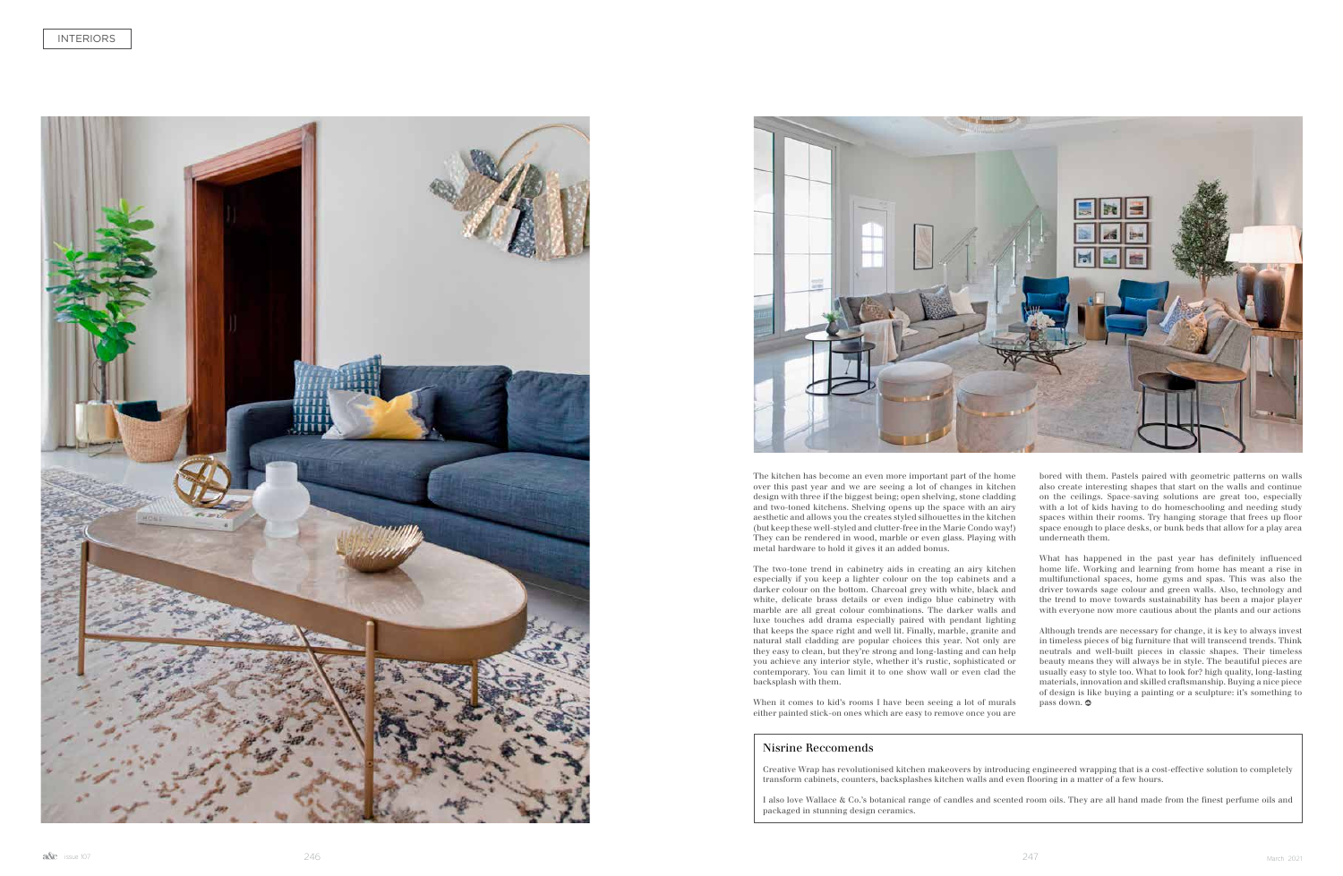The kitchen has become an even more important part of the home over this past year and we are seeing a lot of changes in kitchen design with three if the biggest being; open shelving, stone cladding and two-toned kitchens. Shelving opens up the space with an airy aesthetic and allows you the creates styled silhouettes in the kitchen (but keep these well-styled and clutter-free in the Marie Condo way!) They can be rendered in wood, marble or even glass. Playing with metal hardware to hold it gives it an added bonus.

The two-tone trend in cabinetry aids in creating an airy kitchen especially if you keep a lighter colour on the top cabinets and a darker colour on the bottom. Charcoal grey with white, black and white, delicate brass details or even indigo blue cabinetry with marble are all great colour combinations. The darker walls and luxe touches add drama especially paired with pendant lighting that keeps the space right and well lit. Finally, marble, granite and natural stall cladding are popular choices this year. Not only are they easy to clean, but they're strong and long-lasting and can help you achieve any interior style, whether it's rustic, sophisticated or contemporary. You can limit it to one show wall or even clad the backsplash with them.

When it comes to kid's rooms I have been seeing a lot of murals either painted stick-on ones which are easy to remove once you are bored with them. Pastels paired with geometric patterns on walls also create interesting shapes that start on the walls and continue on the ceilings. Space-saving solutions are great too, especially with a lot of kids having to do homeschooling and needing study spaces within their rooms. Try hanging storage that frees up floor space enough to place desks, or bunk beds that allow for a play area underneath them.

What has happened in the past year has definitely influenced home life. Working and learning from home has meant a rise in multifunctional spaces, home gyms and spas. This was also the driver towards sage colour and green walls. Also, technology and the trend to move towards sustainability has been a major player with everyone now more cautious about the plants and our actions

Although trends are necessary for change, it is key to always invest in timeless pieces of big furniture that will transcend trends. Think neutrals and well-built pieces in classic shapes. Their timeless beauty means they will always be in style. The beautiful pieces are usually easy to style too. What to look for? high quality, long-lasting materials, innovation and skilled craftsmanship. Buying a nice piece of design is like buying a painting or a sculpture: it's something to pass down.

## Nisrine Reccomends

Creative Wrap has revolutionised kitchen makeovers by introducing engineered wrapping that is a cost-effective solution to completely transform cabinets, counters, backsplashes kitchen walls and even flooring in a matter of a few hours.

I also love Wallace & Co.'s botanical range of candles and scented room oils. They are all hand made from the finest perfume oils and packaged in stunning design ceramics.